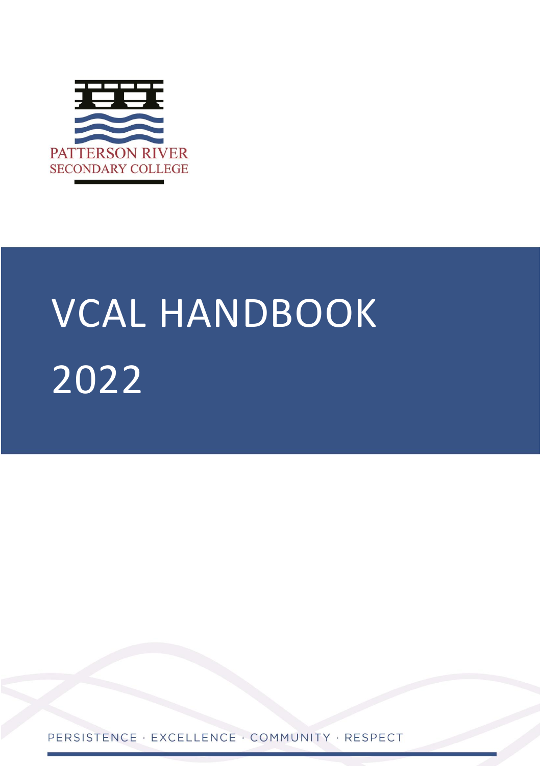PATTERSON RIVER
SECONDARY COLLEGE

# VCAL HANDBOOK 2022

PERSISTENCE · EXCELLENCE · COMMUNITY · RESPECT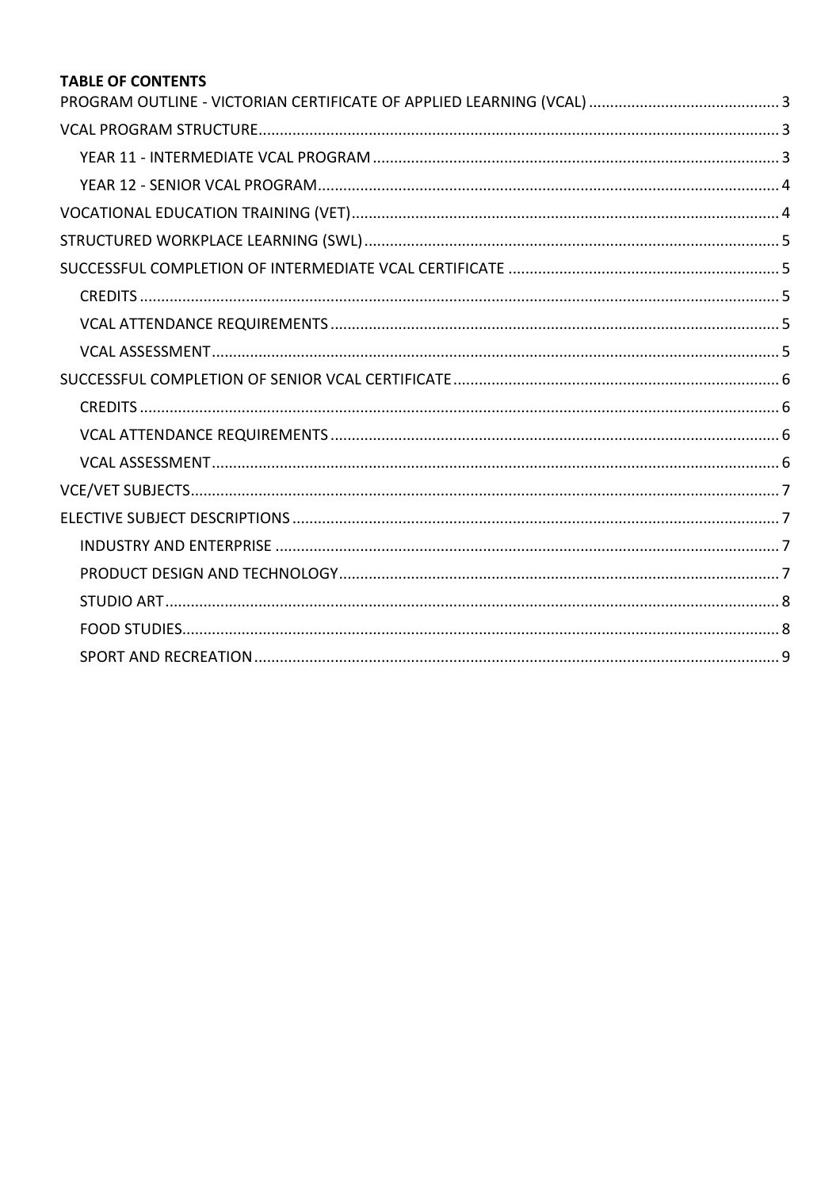**TABLE OF CONTENTS**

PROGRAM OUTLINE - VICTORIAN CERTIFICATE OF APPLIED LEARNING (VCAL) ..... 3

VCAL PROGRAM STRUCTURE ..... 3

- YEAR 11 - INTERMEDIATE VCAL PROGRAM ..... 3
- YEAR 12 - SENIOR VCAL PROGRAM ..... 4

VOCATIONAL EDUCATION TRAINING (VET) ..... 4

STRUCTURED WORKPLACE LEARNING (SWL) ..... 5

SUCCESSFUL COMPLETION OF INTERMEDIATE VCAL CERTIFICATE ..... 5

- CREDITS ..... 5
- VCAL ATTENDANCE REQUIREMENTS ..... 5
- VCAL ASSESSMENT ..... 5

SUCCESSFUL COMPLETION OF SENIOR VCAL CERTIFICATE ..... 6

- CREDITS ..... 6
- VCAL ATTENDANCE REQUIREMENTS ..... 6
- VCAL ASSESSMENT ..... 6

VCE/VET SUBJECTS ..... 7

ELECTIVE SUBJECT DESCRIPTIONS ..... 7

- INDUSTRY AND ENTERPRISE ..... 7
- PRODUCT DESIGN AND TECHNOLOGY ..... 7
- STUDIO ART ..... 8
- FOOD STUDIES ..... 8
- SPORT AND RECREATION ..... 9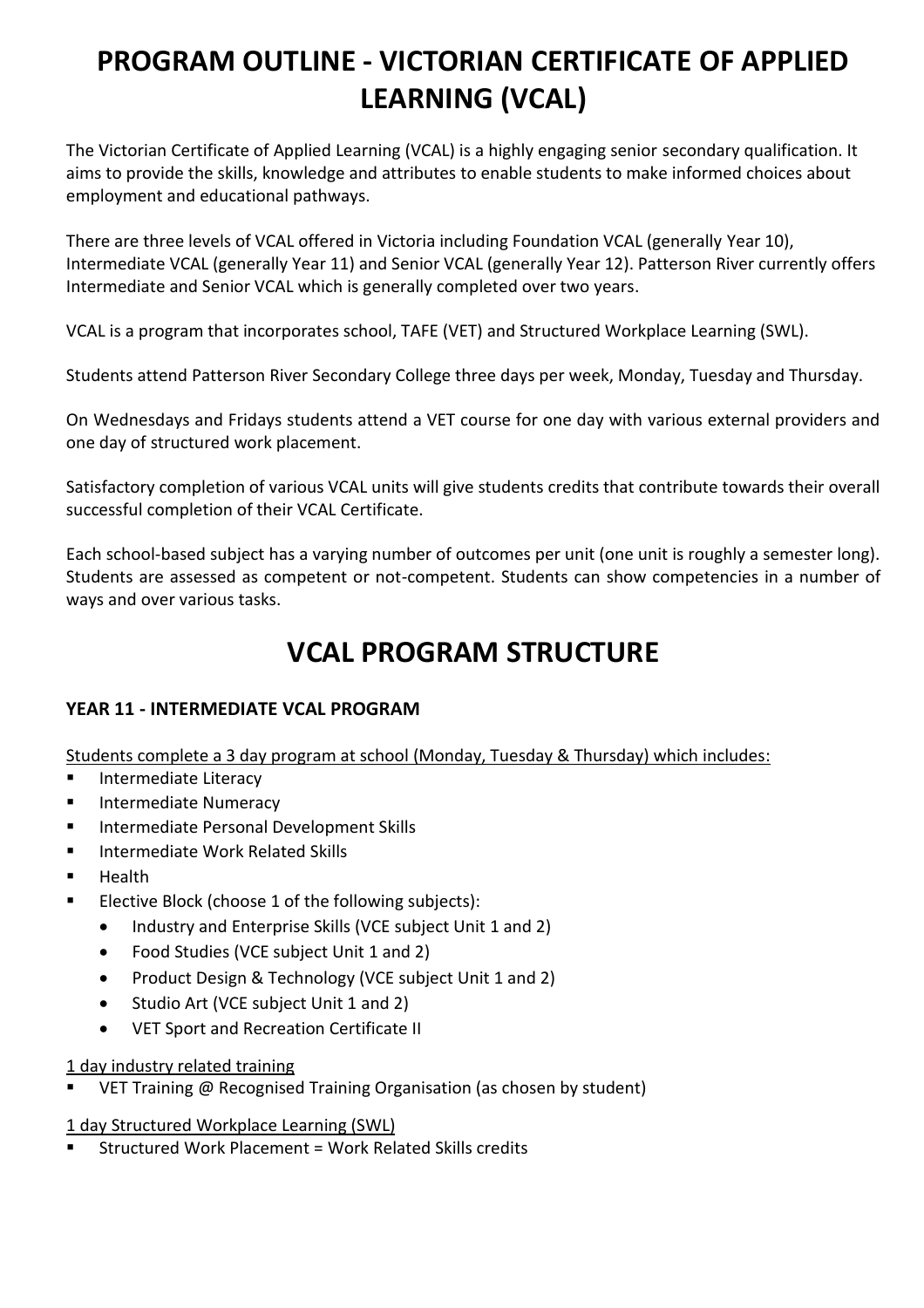# PROGRAM OUTLINE - VICTORIAN CERTIFICATE OF APPLIED LEARNING (VCAL)

The Victorian Certificate of Applied Learning (VCAL) is a highly engaging senior secondary qualification. It aims to provide the skills, knowledge and attributes to enable students to make informed choices about employment and educational pathways.

There are three levels of VCAL offered in Victoria including Foundation VCAL (generally Year 10), Intermediate VCAL (generally Year 11) and Senior VCAL (generally Year 12). Patterson River currently offers Intermediate and Senior VCAL which is generally completed over two years.

VCAL is a program that incorporates school, TAFE (VET) and Structured Workplace Learning (SWL).

Students attend Patterson River Secondary College three days per week, Monday, Tuesday and Thursday.

On Wednesdays and Fridays students attend a VET course for one day with various external providers and one day of structured work placement.

Satisfactory completion of various VCAL units will give students credits that contribute towards their overall successful completion of their VCAL Certificate.

Each school-based subject has a varying number of outcomes per unit (one unit is roughly a semester long). Students are assessed as competent or not-competent. Students can show competencies in a number of ways and over various tasks.

# VCAL PROGRAM STRUCTURE

### YEAR 11 - INTERMEDIATE VCAL PROGRAM

Students complete a 3 day program at school (Monday, Tuesday & Thursday) which includes:

- Intermediate Literacy
- Intermediate Numeracy
- Intermediate Personal Development Skills
- Intermediate Work Related Skills
- Health
- Elective Block (choose 1 of the following subjects):
  - Industry and Enterprise Skills (VCE subject Unit 1 and 2)
  - Food Studies (VCE subject Unit 1 and 2)
  - Product Design & Technology (VCE subject Unit 1 and 2)
  - Studio Art (VCE subject Unit 1 and 2)
  - VET Sport and Recreation Certificate II

1 day industry related training

- VET Training @ Recognised Training Organisation (as chosen by student)

1 day Structured Workplace Learning (SWL)

- Structured Work Placement = Work Related Skills credits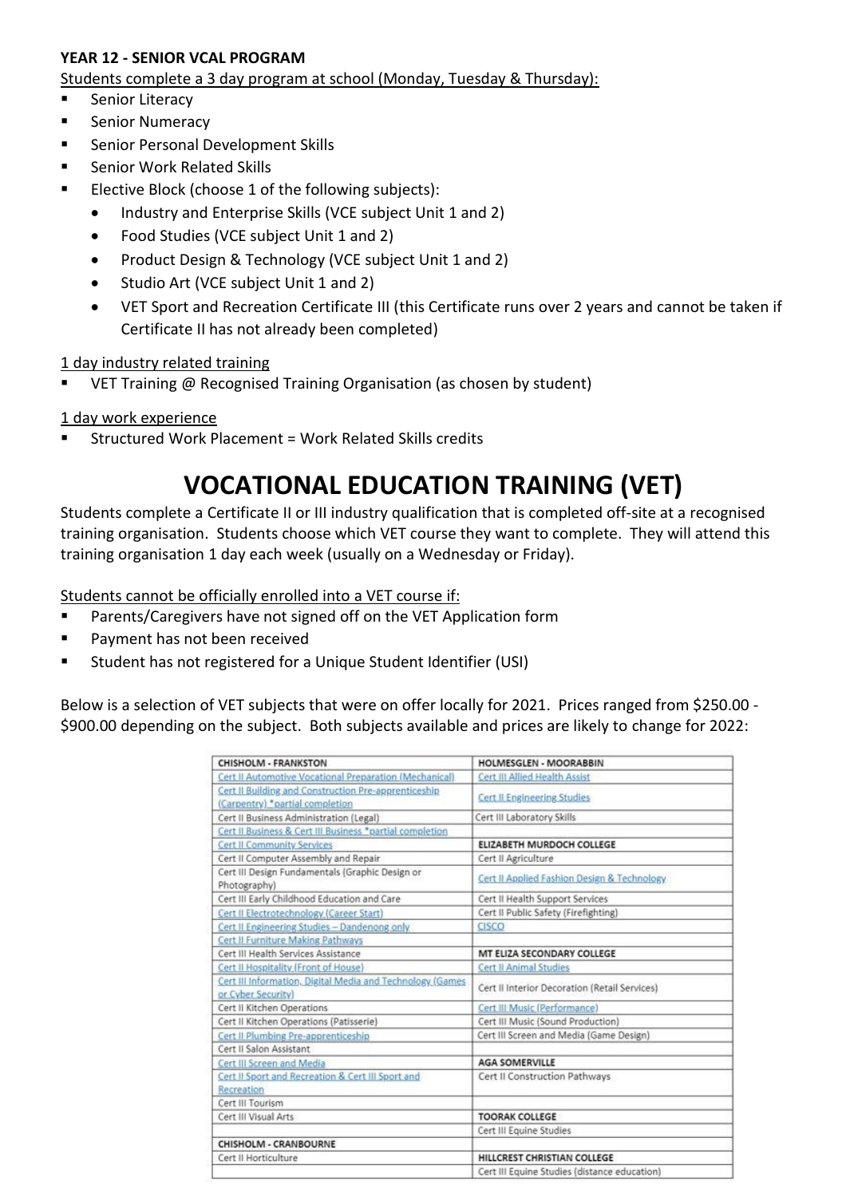**YEAR 12 - SENIOR VCAL PROGRAM**

Students complete a 3 day program at school (Monday, Tuesday & Thursday):

- Senior Literacy
- Senior Numeracy
- Senior Personal Development Skills
- Senior Work Related Skills
- Elective Block (choose 1 of the following subjects):
  - Industry and Enterprise Skills (VCE subject Unit 1 and 2)
  - Food Studies (VCE subject Unit 1 and 2)
  - Product Design & Technology (VCE subject Unit 1 and 2)
  - Studio Art (VCE subject Unit 1 and 2)
  - VET Sport and Recreation Certificate III (this Certificate runs over 2 years and cannot be taken if Certificate II has not already been completed)

1 day industry related training

- VET Training @ Recognised Training Organisation (as chosen by student)

1 day work experience

- Structured Work Placement = Work Related Skills credits

# VOCATIONAL EDUCATION TRAINING (VET)

Students complete a Certificate II or III industry qualification that is completed off-site at a recognised training organisation. Students choose which VET course they want to complete. They will attend this training organisation 1 day each week (usually on a Wednesday or Friday).

Students cannot be officially enrolled into a VET course if:

- Parents/Caregivers have not signed off on the VET Application form
- Payment has not been received
- Student has not registered for a Unique Student Identifier (USI)

Below is a selection of VET subjects that were on offer locally for 2021. Prices ranged from $250.00 - $900.00 depending on the subject. Both subjects available and prices are likely to change for 2022:

| CHISHOLM - FRANKSTON | HOLMESGLEN - MOORABBIN |
|---|---|
| Cert II Automotive Vocational Preparation (Mechanical) | Cert III Allied Health Assist |
| Cert II Building and Construction Pre-apprenticeship (Carpentry) *partial completion | Cert II Engineering Studies |
| Cert II Business Administration (Legal) | Cert III Laboratory Skills |
| Cert II Business & Cert III Business *partial completion | |
| Cert II Community Services | **ELIZABETH MURDOCH COLLEGE** |
| Cert II Computer Assembly and Repair | Cert II Agriculture |
| Cert III Design Fundamentals (Graphic Design or Photography) | Cert II Applied Fashion Design & Technology |
| Cert III Early Childhood Education and Care | Cert II Health Support Services |
| Cert II Electrotechnology (Career Start) | Cert II Public Safety (Firefighting) |
| Cert II Engineering Studies – Dandenong only | CISCO |
| Cert II Furniture Making Pathways | |
| Cert III Health Services Assistance | **MT ELIZA SECONDARY COLLEGE** |
| Cert II Hospitality (Front of House) | Cert II Animal Studies |
| Cert III Information, Digital Media and Technology (Games or Cyber Security) | Cert II Interior Decoration (Retail Services) |
| Cert II Kitchen Operations | Cert III Music (Performance) |
| Cert II Kitchen Operations (Patisserie) | Cert III Music (Sound Production) |
| Cert II Plumbing Pre-apprenticeship | Cert III Screen and Media (Game Design) |
| Cert II Salon Assistant | |
| Cert III Screen and Media | **AGA SOMERVILLE** |
| Cert II Sport and Recreation & Cert III Sport and Recreation | Cert II Construction Pathways |
| Cert III Tourism | |
| Cert III Visual Arts | **TOORAK COLLEGE** |
| | Cert III Equine Studies |
| **CHISHOLM - CRANBOURNE** | |
| Cert II Horticulture | **HILLCREST CHRISTIAN COLLEGE** |
| | Cert III Equine Studies (distance education) |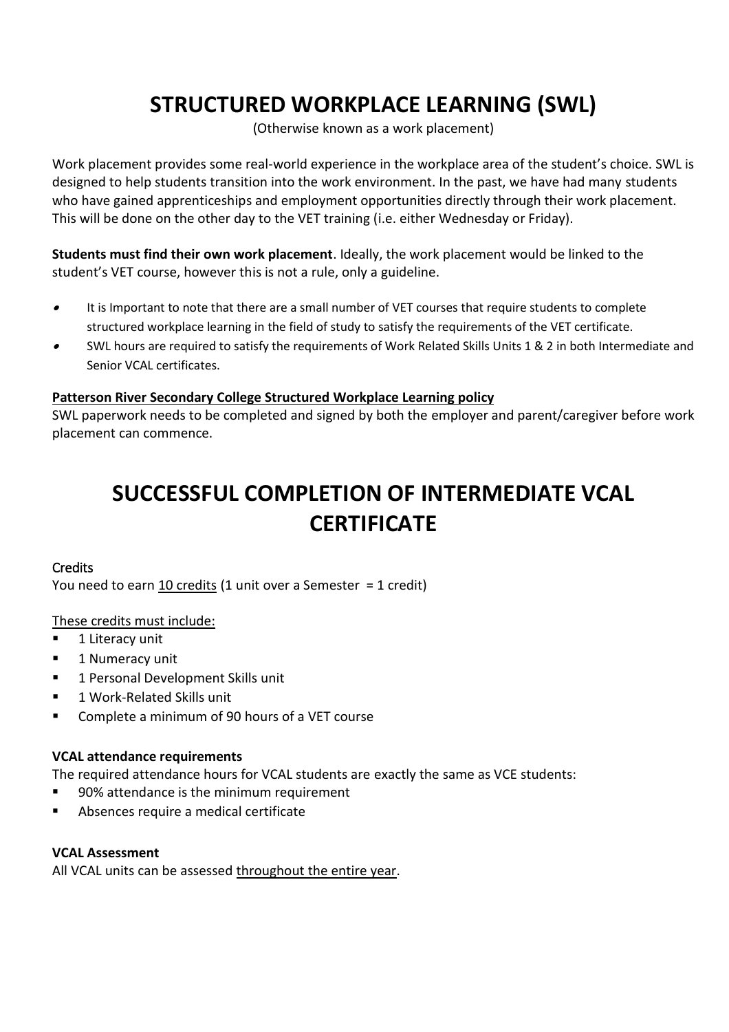# STRUCTURED WORKPLACE LEARNING (SWL)

(Otherwise known as a work placement)

Work placement provides some real-world experience in the workplace area of the student's choice. SWL is designed to help students transition into the work environment. In the past, we have had many students who have gained apprenticeships and employment opportunities directly through their work placement. This will be done on the other day to the VET training (i.e. either Wednesday or Friday).

**Students must find their own work placement**. Ideally, the work placement would be linked to the student's VET course, however this is not a rule, only a guideline.

- It is Important to note that there are a small number of VET courses that require students to complete structured workplace learning in the field of study to satisfy the requirements of the VET certificate.
- SWL hours are required to satisfy the requirements of Work Related Skills Units 1 & 2 in both Intermediate and Senior VCAL certificates.

**Patterson River Secondary College Structured Workplace Learning policy**

SWL paperwork needs to be completed and signed by both the employer and parent/caregiver before work placement can commence.

# SUCCESSFUL COMPLETION OF INTERMEDIATE VCAL CERTIFICATE

### Credits

You need to earn 10 credits (1 unit over a Semester = 1 credit)

These credits must include:

- 1 Literacy unit
- 1 Numeracy unit
- 1 Personal Development Skills unit
- 1 Work-Related Skills unit
- Complete a minimum of 90 hours of a VET course

**VCAL attendance requirements**

The required attendance hours for VCAL students are exactly the same as VCE students:

- 90% attendance is the minimum requirement
- Absences require a medical certificate

**VCAL Assessment**

All VCAL units can be assessed throughout the entire year.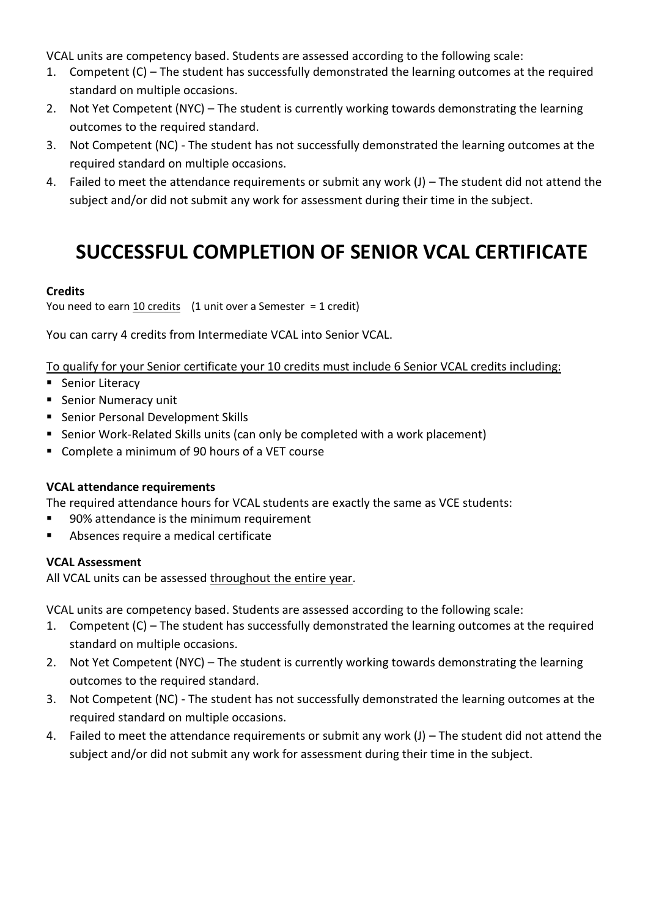VCAL units are competency based. Students are assessed according to the following scale:

1. Competent (C) – The student has successfully demonstrated the learning outcomes at the required standard on multiple occasions.
2. Not Yet Competent (NYC) – The student is currently working towards demonstrating the learning outcomes to the required standard.
3. Not Competent (NC) - The student has not successfully demonstrated the learning outcomes at the required standard on multiple occasions.
4. Failed to meet the attendance requirements or submit any work (J) – The student did not attend the subject and/or did not submit any work for assessment during their time in the subject.

# SUCCESSFUL COMPLETION OF SENIOR VCAL CERTIFICATE

**Credits**

You need to earn 10 credits (1 unit over a Semester = 1 credit)

You can carry 4 credits from Intermediate VCAL into Senior VCAL.

To qualify for your Senior certificate your 10 credits must include 6 Senior VCAL credits including:

- Senior Literacy
- Senior Numeracy unit
- Senior Personal Development Skills
- Senior Work-Related Skills units (can only be completed with a work placement)
- Complete a minimum of 90 hours of a VET course

**VCAL attendance requirements**

The required attendance hours for VCAL students are exactly the same as VCE students:

- 90% attendance is the minimum requirement
- Absences require a medical certificate

**VCAL Assessment**

All VCAL units can be assessed throughout the entire year.

VCAL units are competency based. Students are assessed according to the following scale:

1. Competent (C) – The student has successfully demonstrated the learning outcomes at the required standard on multiple occasions.
2. Not Yet Competent (NYC) – The student is currently working towards demonstrating the learning outcomes to the required standard.
3. Not Competent (NC) - The student has not successfully demonstrated the learning outcomes at the required standard on multiple occasions.
4. Failed to meet the attendance requirements or submit any work (J) – The student did not attend the subject and/or did not submit any work for assessment during their time in the subject.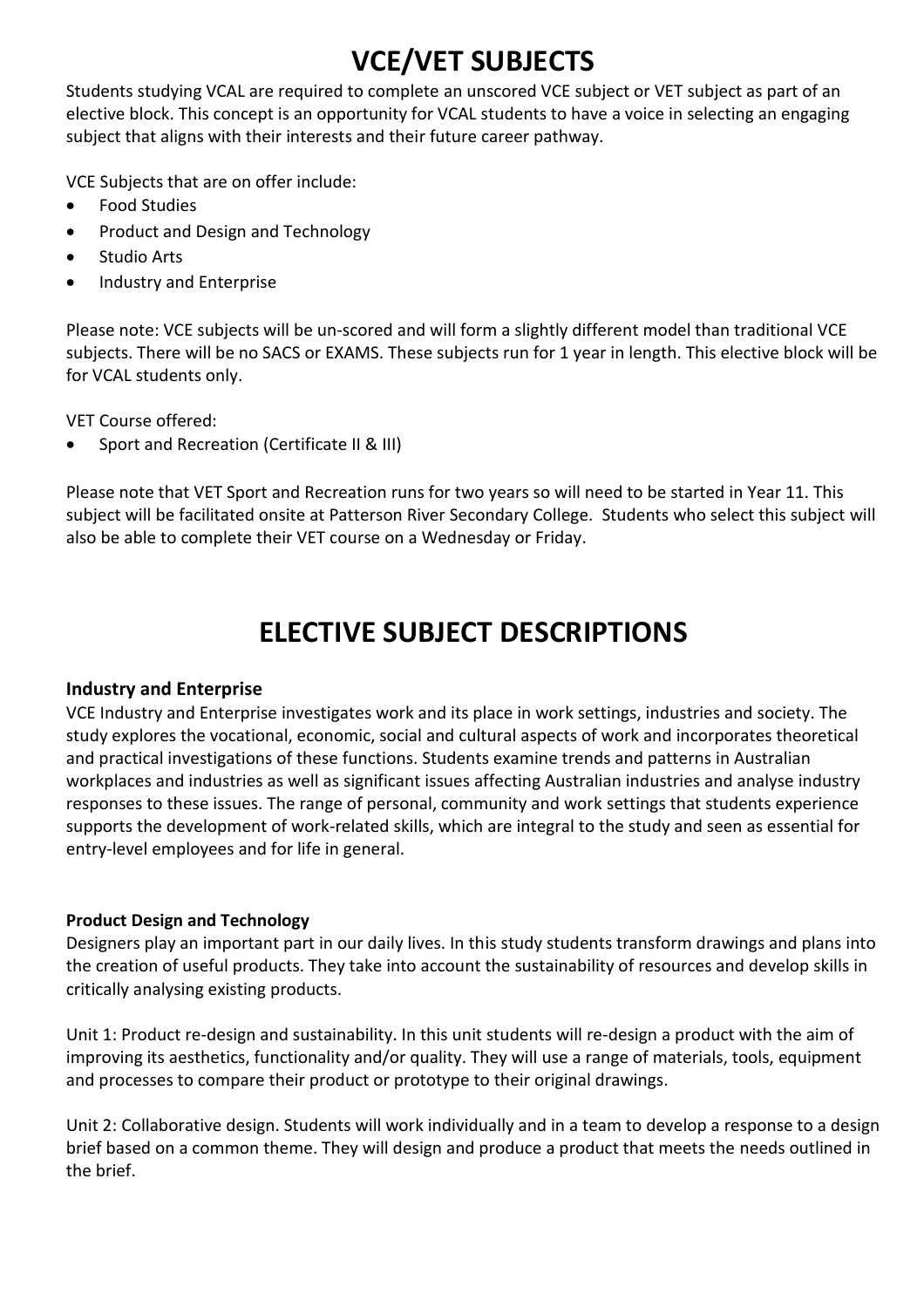# VCE/VET SUBJECTS

Students studying VCAL are required to complete an unscored VCE subject or VET subject as part of an elective block. This concept is an opportunity for VCAL students to have a voice in selecting an engaging subject that aligns with their interests and their future career pathway.

VCE Subjects that are on offer include:

- Food Studies
- Product and Design and Technology
- Studio Arts
- Industry and Enterprise

Please note: VCE subjects will be un-scored and will form a slightly different model than traditional VCE subjects. There will be no SACS or EXAMS. These subjects run for 1 year in length. This elective block will be for VCAL students only.

VET Course offered:

- Sport and Recreation (Certificate II & III)

Please note that VET Sport and Recreation runs for two years so will need to be started in Year 11. This subject will be facilitated onsite at Patterson River Secondary College. Students who select this subject will also be able to complete their VET course on a Wednesday or Friday.

# ELECTIVE SUBJECT DESCRIPTIONS

### Industry and Enterprise

VCE Industry and Enterprise investigates work and its place in work settings, industries and society. The study explores the vocational, economic, social and cultural aspects of work and incorporates theoretical and practical investigations of these functions. Students examine trends and patterns in Australian workplaces and industries as well as significant issues affecting Australian industries and analyse industry responses to these issues. The range of personal, community and work settings that students experience supports the development of work-related skills, which are integral to the study and seen as essential for entry-level employees and for life in general.

**Product Design and Technology**

Designers play an important part in our daily lives. In this study students transform drawings and plans into the creation of useful products. They take into account the sustainability of resources and develop skills in critically analysing existing products.

Unit 1: Product re-design and sustainability. In this unit students will re-design a product with the aim of improving its aesthetics, functionality and/or quality. They will use a range of materials, tools, equipment and processes to compare their product or prototype to their original drawings.

Unit 2: Collaborative design. Students will work individually and in a team to develop a response to a design brief based on a common theme. They will design and produce a product that meets the needs outlined in the brief.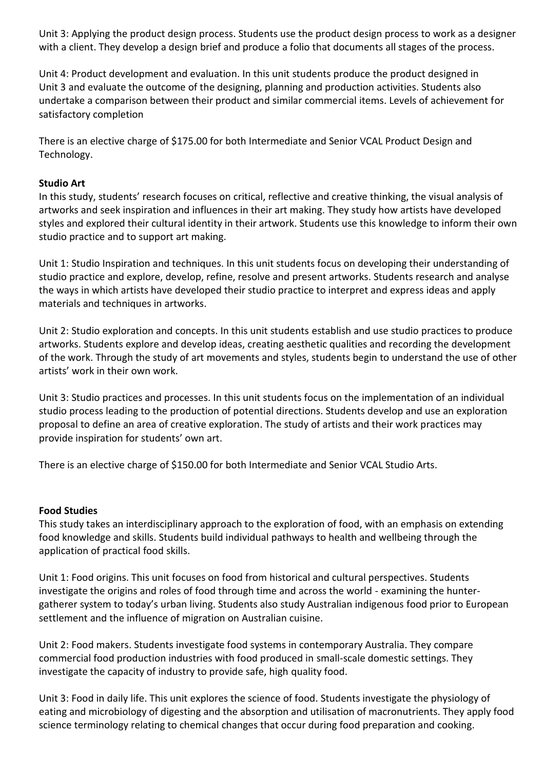Unit 3: Applying the product design process. Students use the product design process to work as a designer with a client. They develop a design brief and produce a folio that documents all stages of the process.

Unit 4: Product development and evaluation. In this unit students produce the product designed in Unit 3 and evaluate the outcome of the designing, planning and production activities. Students also undertake a comparison between their product and similar commercial items. Levels of achievement for satisfactory completion

There is an elective charge of $175.00 for both Intermediate and Senior VCAL Product Design and Technology.

**Studio Art**

In this study, students' research focuses on critical, reflective and creative thinking, the visual analysis of artworks and seek inspiration and influences in their art making. They study how artists have developed styles and explored their cultural identity in their artwork. Students use this knowledge to inform their own studio practice and to support art making.

Unit 1: Studio Inspiration and techniques. In this unit students focus on developing their understanding of studio practice and explore, develop, refine, resolve and present artworks. Students research and analyse the ways in which artists have developed their studio practice to interpret and express ideas and apply materials and techniques in artworks.

Unit 2: Studio exploration and concepts. In this unit students establish and use studio practices to produce artworks. Students explore and develop ideas, creating aesthetic qualities and recording the development of the work. Through the study of art movements and styles, students begin to understand the use of other artists' work in their own work.

Unit 3: Studio practices and processes. In this unit students focus on the implementation of an individual studio process leading to the production of potential directions. Students develop and use an exploration proposal to define an area of creative exploration. The study of artists and their work practices may provide inspiration for students' own art.

There is an elective charge of $150.00 for both Intermediate and Senior VCAL Studio Arts.

**Food Studies**

This study takes an interdisciplinary approach to the exploration of food, with an emphasis on extending food knowledge and skills. Students build individual pathways to health and wellbeing through the application of practical food skills.

Unit 1: Food origins. This unit focuses on food from historical and cultural perspectives. Students investigate the origins and roles of food through time and across the world - examining the hunter-gatherer system to today's urban living. Students also study Australian indigenous food prior to European settlement and the influence of migration on Australian cuisine.

Unit 2: Food makers. Students investigate food systems in contemporary Australia. They compare commercial food production industries with food produced in small-scale domestic settings. They investigate the capacity of industry to provide safe, high quality food.

Unit 3: Food in daily life. This unit explores the science of food. Students investigate the physiology of eating and microbiology of digesting and the absorption and utilisation of macronutrients. They apply food science terminology relating to chemical changes that occur during food preparation and cooking.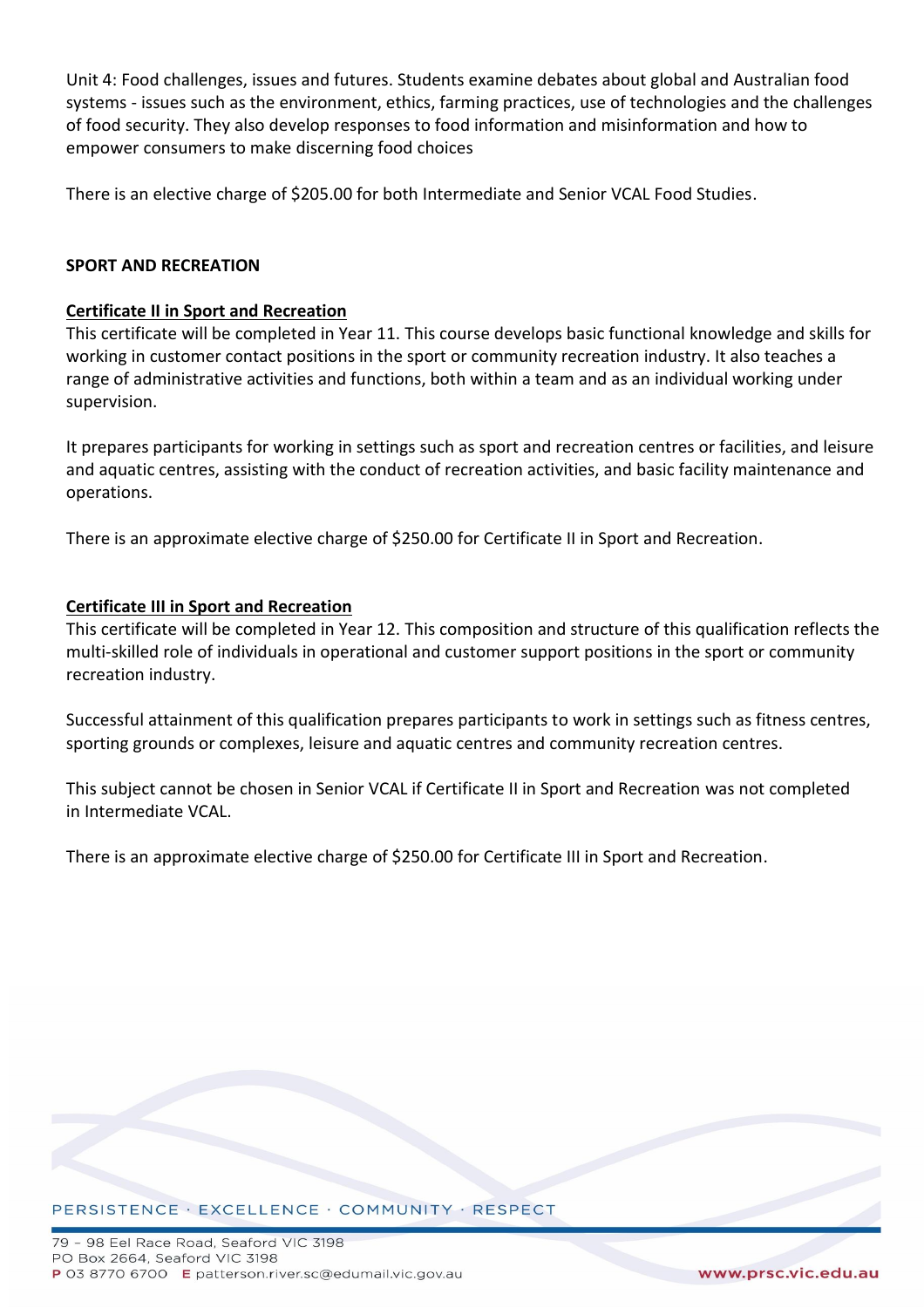Unit 4: Food challenges, issues and futures. Students examine debates about global and Australian food systems - issues such as the environment, ethics, farming practices, use of technologies and the challenges of food security. They also develop responses to food information and misinformation and how to empower consumers to make discerning food choices

There is an elective charge of $205.00 for both Intermediate and Senior VCAL Food Studies.

## SPORT AND RECREATION

### Certificate II in Sport and Recreation

This certificate will be completed in Year 11. This course develops basic functional knowledge and skills for working in customer contact positions in the sport or community recreation industry. It also teaches a range of administrative activities and functions, both within a team and as an individual working under supervision.

It prepares participants for working in settings such as sport and recreation centres or facilities, and leisure and aquatic centres, assisting with the conduct of recreation activities, and basic facility maintenance and operations.

There is an approximate elective charge of $250.00 for Certificate II in Sport and Recreation.

### Certificate III in Sport and Recreation

This certificate will be completed in Year 12. This composition and structure of this qualification reflects the multi-skilled role of individuals in operational and customer support positions in the sport or community recreation industry.

Successful attainment of this qualification prepares participants to work in settings such as fitness centres, sporting grounds or complexes, leisure and aquatic centres and community recreation centres.

This subject cannot be chosen in Senior VCAL if Certificate II in Sport and Recreation was not completed in Intermediate VCAL.

There is an approximate elective charge of $250.00 for Certificate III in Sport and Recreation.